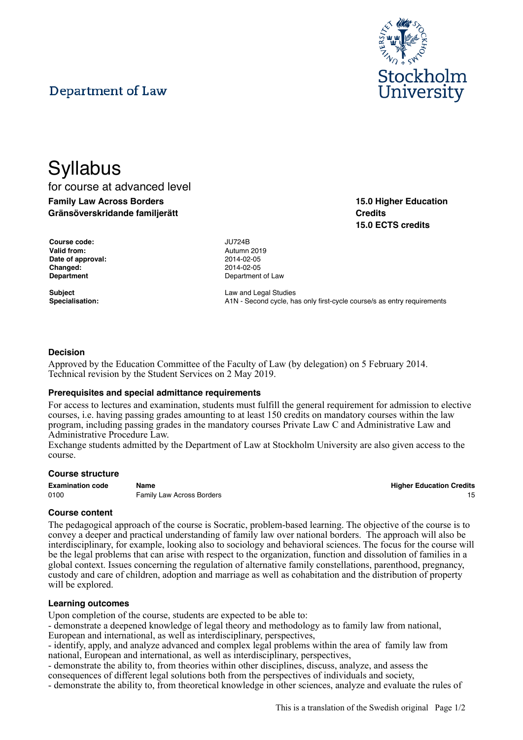Department of Law

Stockholm University

# Syllabus

for course at advanced level

**Family Law Across Borders**
**Gränsöverskridande familjerätt**

**15.0 Higher Education Credits**
**15.0 ECTS credits**

| | |
|---|---|
| **Course code:** | JU724B |
| **Valid from:** | Autumn 2019 |
| **Date of approval:** | 2014-02-05 |
| **Changed:** | 2014-02-05 |
| **Department** | Department of Law |
| **Subject** | Law and Legal Studies |
| **Specialisation:** | A1N - Second cycle, has only first-cycle course/s as entry requirements |

### Decision

Approved by the Education Committee of the Faculty of Law (by delegation) on 5 February 2014. Technical revision by the Student Services on 2 May 2019.

### Prerequisites and special admittance requirements

For access to lectures and examination, students must fulfill the general requirement for admission to elective courses, i.e. having passing grades amounting to at least 150 credits on mandatory courses within the law program, including passing grades in the mandatory courses Private Law C and Administrative Law and Administrative Procedure Law.
Exchange students admitted by the Department of Law at Stockholm University are also given access to the course.

### Course structure

| Examination code | Name | Higher Education Credits |
|---|---|---|
| 0100 | Family Law Across Borders | 15 |

### Course content

The pedagogical approach of the course is Socratic, problem-based learning. The objective of the course is to convey a deeper and practical understanding of family law over national borders. The approach will also be interdisciplinary, for example, looking also to sociology and behavioral sciences. The focus for the course will be the legal problems that can arise with respect to the organization, function and dissolution of families in a global context. Issues concerning the regulation of alternative family constellations, parenthood, pregnancy, custody and care of children, adoption and marriage as well as cohabitation and the distribution of property will be explored.

### Learning outcomes

Upon completion of the course, students are expected to be able to:
- demonstrate a deepened knowledge of legal theory and methodology as to family law from national, European and international, as well as interdisciplinary, perspectives,
- identify, apply, and analyze advanced and complex legal problems within the area of family law from national, European and international, as well as interdisciplinary, perspectives,
- demonstrate the ability to, from theories within other disciplines, discuss, analyze, and assess the consequences of different legal solutions both from the perspectives of individuals and society,
- demonstrate the ability to, from theoretical knowledge in other sciences, analyze and evaluate the rules of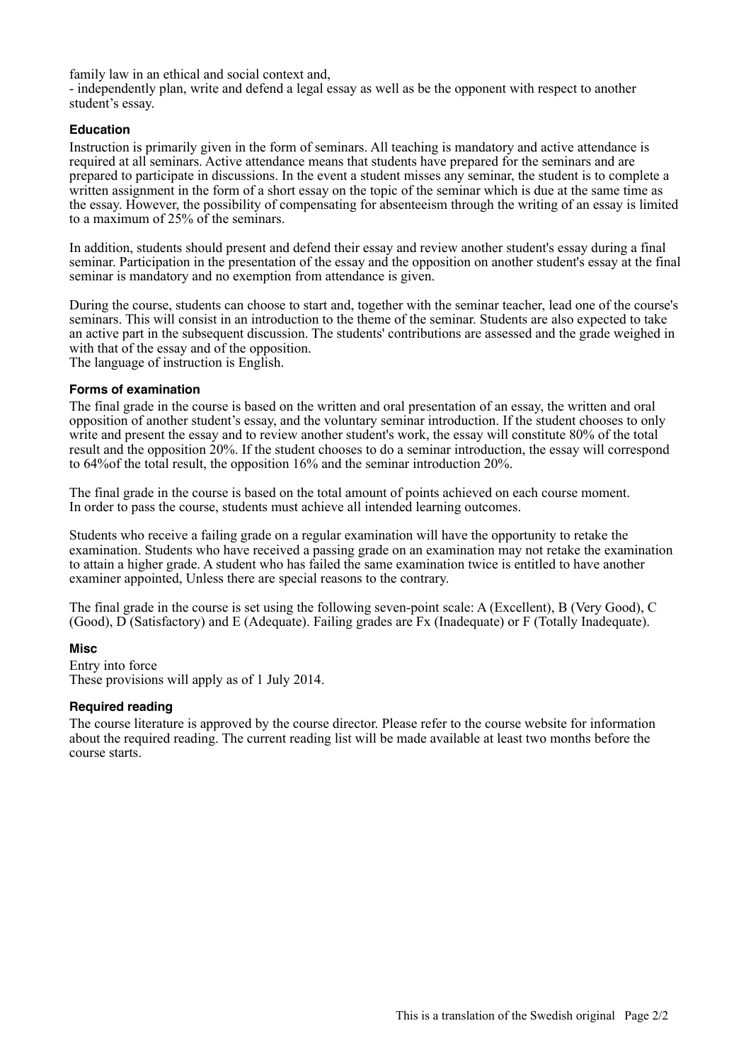family law in an ethical and social context and,

- independently plan, write and defend a legal essay as well as be the opponent with respect to another student's essay.

### Education

Instruction is primarily given in the form of seminars. All teaching is mandatory and active attendance is required at all seminars. Active attendance means that students have prepared for the seminars and are prepared to participate in discussions. In the event a student misses any seminar, the student is to complete a written assignment in the form of a short essay on the topic of the seminar which is due at the same time as the essay. However, the possibility of compensating for absenteeism through the writing of an essay is limited to a maximum of 25% of the seminars.

In addition, students should present and defend their essay and review another student's essay during a final seminar. Participation in the presentation of the essay and the opposition on another student's essay at the final seminar is mandatory and no exemption from attendance is given.

During the course, students can choose to start and, together with the seminar teacher, lead one of the course's seminars. This will consist in an introduction to the theme of the seminar. Students are also expected to take an active part in the subsequent discussion. The students' contributions are assessed and the grade weighed in with that of the essay and of the opposition.
The language of instruction is English.

### Forms of examination

The final grade in the course is based on the written and oral presentation of an essay, the written and oral opposition of another student's essay, and the voluntary seminar introduction. If the student chooses to only write and present the essay and to review another student's work, the essay will constitute 80% of the total result and the opposition 20%. If the student chooses to do a seminar introduction, the essay will correspond to 64%of the total result, the opposition 16% and the seminar introduction 20%.

The final grade in the course is based on the total amount of points achieved on each course moment.
In order to pass the course, students must achieve all intended learning outcomes.

Students who receive a failing grade on a regular examination will have the opportunity to retake the examination. Students who have received a passing grade on an examination may not retake the examination to attain a higher grade. A student who has failed the same examination twice is entitled to have another examiner appointed, Unless there are special reasons to the contrary.

The final grade in the course is set using the following seven-point scale: A (Excellent), B (Very Good), C (Good), D (Satisfactory) and E (Adequate). Failing grades are Fx (Inadequate) or F (Totally Inadequate).

### Misc

Entry into force
These provisions will apply as of 1 July 2014.

### Required reading

The course literature is approved by the course director. Please refer to the course website for information about the required reading. The current reading list will be made available at least two months before the course starts.